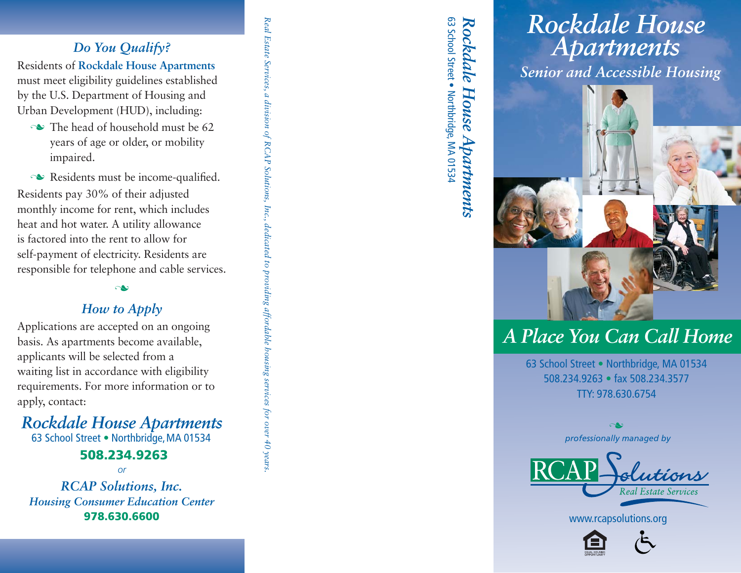## *Do You Qualify?*

Residents of **Rockdale House Apartments** must meet eligibility guidelines established by the U.S. Department of Housing and Urban Development (HUD), including:

- The head of household must be 62 years of age or older, or mobility impaired.
- Residents must be income-qualified.

Residents pay 30% of their adjusted monthly income for rent, which includes heat and hot water. A utility allowance is factored into the rent to allow for self-payment of electricity. Residents are responsible for telephone and cable services.

## *How to Apply*

Applications are accepted on an ongoing basis. As apartments become available, applicants will be selected from a waiting list in accordance with eligibility requirements. For more information or to apply, contact:

***Rockdale House Apartments***
63 School Street • Northbridge, MA 01534
**508.234.9263**

*or*

***RCAP Solutions, Inc.***
***Housing Consumer Education Center***
**978.630.6600**

*Real Estate Services, a division of RCAP Solutions, Inc., dedicated to providing affordable housing services for over 40 years.*

***Rockdale House Apartments***
63 School Street • Northbridge, MA 01534

# *Rockdale House Apartments*

## *Senior and Accessible Housing*

## *A Place You Can Call Home*

63 School Street • Northbridge, MA 01534
508.234.9263 • fax 508.234.3577
TTY: 978.630.6754

*professionally managed by*

RCAP Solutions
*Real Estate Services*

www.rcapsolutions.org

EQUAL HOUSING OPPORTUNITY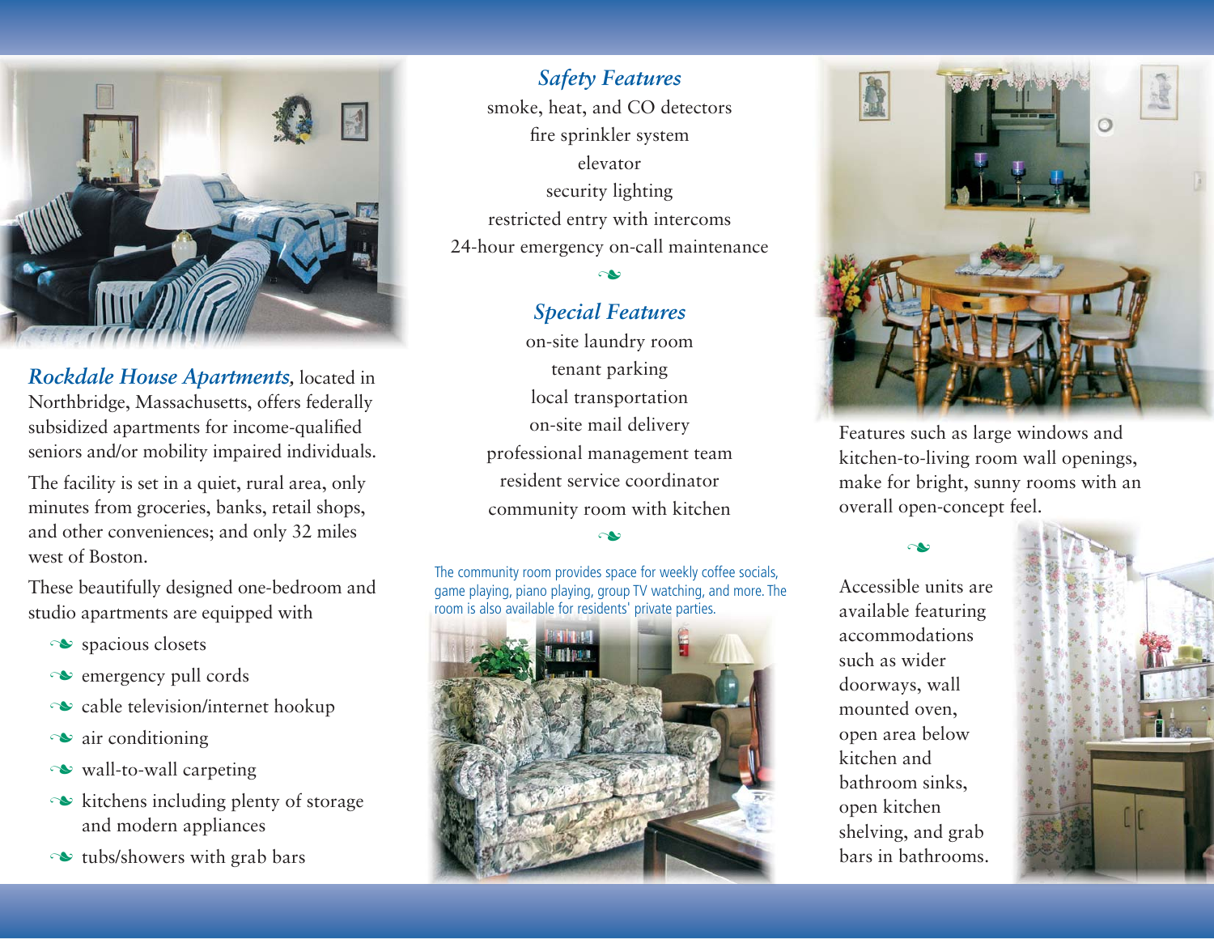***Rockdale House Apartments***, located in Northbridge, Massachusetts, offers federally subsidized apartments for income-qualified seniors and/or mobility impaired individuals.

The facility is set in a quiet, rural area, only minutes from groceries, banks, retail shops, and other conveniences; and only 32 miles west of Boston.

These beautifully designed one-bedroom and studio apartments are equipped with

- spacious closets
- emergency pull cords
- cable television/internet hookup
- air conditioning
- wall-to-wall carpeting
- kitchens including plenty of storage and modern appliances
- tubs/showers with grab bars

## *Safety Features*

smoke, heat, and CO detectors
fire sprinkler system
elevator
security lighting
restricted entry with intercoms
24-hour emergency on-call maintenance

## *Special Features*

on-site laundry room
tenant parking
local transportation
on-site mail delivery
professional management team
resident service coordinator
community room with kitchen

The community room provides space for weekly coffee socials, game playing, piano playing, group TV watching, and more. The room is also available for residents' private parties.

Features such as large windows and kitchen-to-living room wall openings, make for bright, sunny rooms with an overall open-concept feel.

Accessible units are available featuring accommodations such as wider doorways, wall mounted oven, open area below kitchen and bathroom sinks, open kitchen shelving, and grab bars in bathrooms.